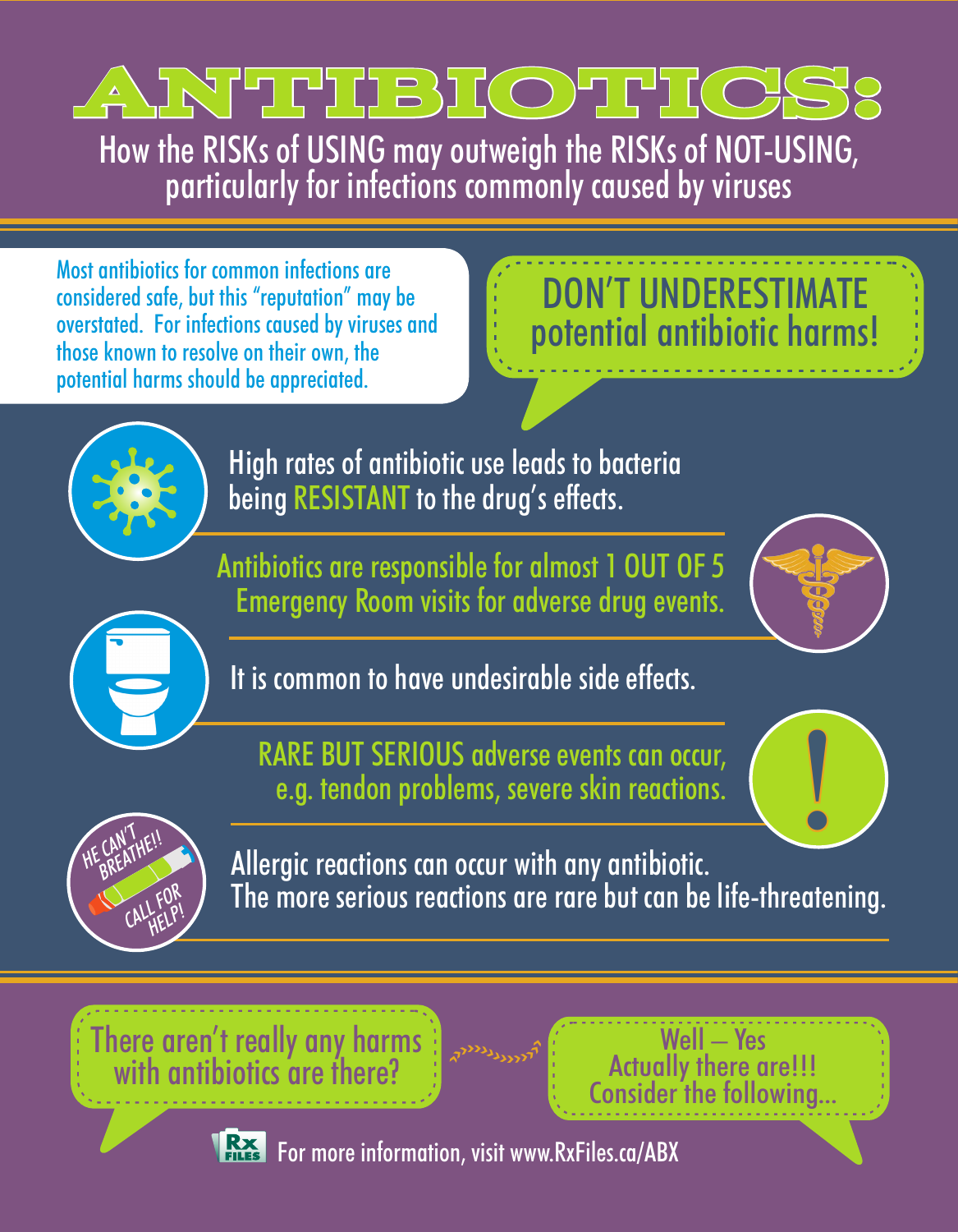# ANTIBIOTICS:

How the RISKs of USING may outweigh the RISKs of NOT-USING, particularly for infections commonly caused by viruses

Most antibiotics for common infections are considered safe, but this "reputation" may be overstated. For infections caused by viruses and those known to resolve on their own, the potential harms should be appreciated.

**DON'T UNDERESTIMATE potential antibiotic harms!**

High rates of antibiotic use leads to bacteria being RESISTANT to the drug's effects.

Antibiotics are responsible for almost 1 OUT OF 5 Emergency Room visits for adverse drug events.

It is common to have undesirable side effects.

RARE BUT SERIOUS adverse events can occur, e.g. tendon problems, severe skin reactions.

HE CAN'T BREATHE!! CALL FOR HELP!

Allergic reactions can occur with any antibiotic. The more serious reactions are rare but can be life-threatening.

There aren't really any harms with antibiotics are there?

Well – Yes Actually there are!!! Consider the following...

For more information, visit www.RxFiles.ca/ABX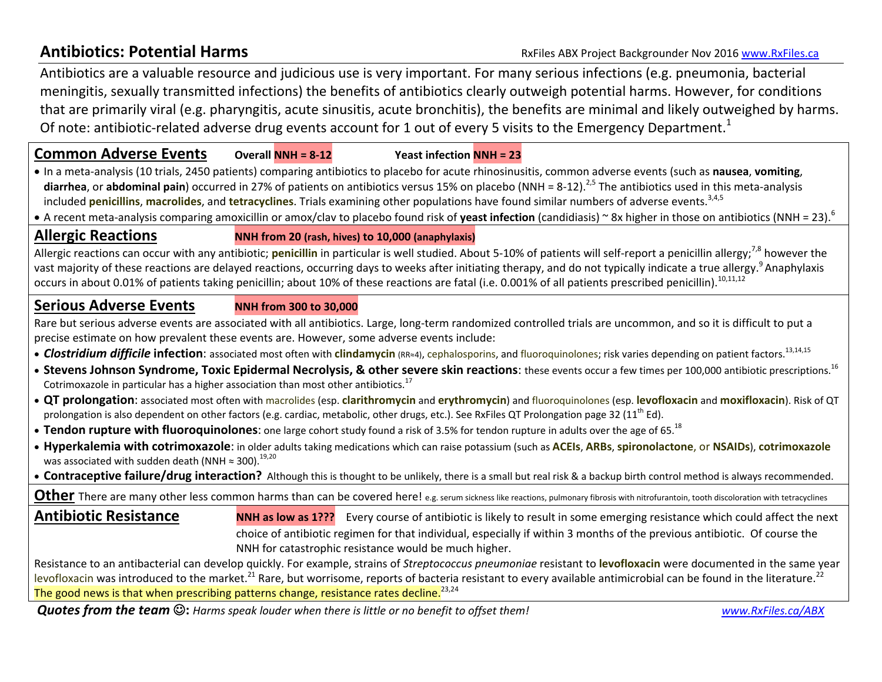# Antibiotics: Potential Harms

RxFiles ABX Project Backgrounder Nov 2016 www.RxFiles.ca

Antibiotics are a valuable resource and judicious use is very important. For many serious infections (e.g. pneumonia, bacterial meningitis, sexually transmitted infections) the benefits of antibiotics clearly outweigh potential harms. However, for conditions that are primarily viral (e.g. pharyngitis, acute sinusitis, acute bronchitis), the benefits are minimal and likely outweighed by harms. Of note: antibiotic-related adverse drug events account for 1 out of every 5 visits to the Emergency Department.[1]

## Common Adverse Events

**Overall NNH = 8-12** **Yeast infection NNH = 23**

- In a meta-analysis (10 trials, 2450 patients) comparing antibiotics to placebo for acute rhinosinusitis, common adverse events (such as **nausea**, **vomiting**, **diarrhea**, or **abdominal pain**) occurred in 27% of patients on antibiotics versus 15% on placebo (NNH = 8-12).[2,5] The antibiotics used in this meta-analysis included **penicillins**, **macrolides**, and **tetracyclines**. Trials examining other populations have found similar numbers of adverse events.[3,4,5]
- A recent meta-analysis comparing amoxicillin or amox/clav to placebo found risk of **yeast infection** (candidiasis) ~ 8x higher in those on antibiotics (NNH = 23).[6]

## Allergic Reactions

**NNH from 20 (rash, hives) to 10,000 (anaphylaxis)**

Allergic reactions can occur with any antibiotic; **penicillin** in particular is well studied. About 5-10% of patients will self-report a penicillin allergy;[7,8] however the vast majority of these reactions are delayed reactions, occurring days to weeks after initiating therapy, and do not typically indicate a true allergy.[9] Anaphylaxis occurs in about 0.01% of patients taking penicillin; about 10% of these reactions are fatal (i.e. 0.001% of all patients prescribed penicillin).[10,11,12]

## Serious Adverse Events

**NNH from 300 to 30,000**

Rare but serious adverse events are associated with all antibiotics. Large, long-term randomized controlled trials are uncommon, and so it is difficult to put a precise estimate on how prevalent these events are. However, some adverse events include:

- ***Clostridium difficile* infection**: associated most often with **clindamycin** (RR≈4), cephalosporins, and fluoroquinolones; risk varies depending on patient factors.[13,14,15]
- **Stevens Johnson Syndrome, Toxic Epidermal Necrolysis, & other severe skin reactions**: these events occur a few times per 100,000 antibiotic prescriptions.[16] Cotrimoxazole in particular has a higher association than most other antibiotics.[17]
- **QT prolongation**: associated most often with macrolides (esp. **clarithromycin** and **erythromycin**) and fluoroquinolones (esp. **levofloxacin** and **moxifloxacin**). Risk of QT prolongation is also dependent on other factors (e.g. cardiac, metabolic, other drugs, etc.). See RxFiles QT Prolongation page 32 (11th Ed).
- **Tendon rupture with fluoroquinolones**: one large cohort study found a risk of 3.5% for tendon rupture in adults over the age of 65.[18]
- **Hyperkalemia with cotrimoxazole**: in older adults taking medications which can raise potassium (such as **ACEIs**, **ARBs**, **spironolactone**, or **NSAIDs**), **cotrimoxazole** was associated with sudden death (NNH ≈ 300).[19,20]
- **Contraceptive failure/drug interaction?** Although this is thought to be unlikely, there is a small but real risk & a backup birth control method is always recommended.

## Other

There are many other less common harms than can be covered here! e.g. serum sickness like reactions, pulmonary fibrosis with nitrofurantoin, tooth discoloration with tetracyclines

## Antibiotic Resistance

**NNH as low as 1???** Every course of antibiotic is likely to result in some emerging resistance which could affect the next choice of antibiotic regimen for that individual, especially if within 3 months of the previous antibiotic. Of course the NNH for catastrophic resistance would be much higher.

Resistance to an antibacterial can develop quickly. For example, strains of *Streptococcus pneumoniae* resistant to **levofloxacin** were documented in the same year levofloxacin was introduced to the market.[21] Rare, but worrisome, reports of bacteria resistant to every available antimicrobial can be found in the literature.[22] The good news is that when prescribing patterns change, resistance rates decline.[23,24]

***Quotes from the team ☺:*** *Harms speak louder when there is little or no benefit to offset them!*

www.RxFiles.ca/ABX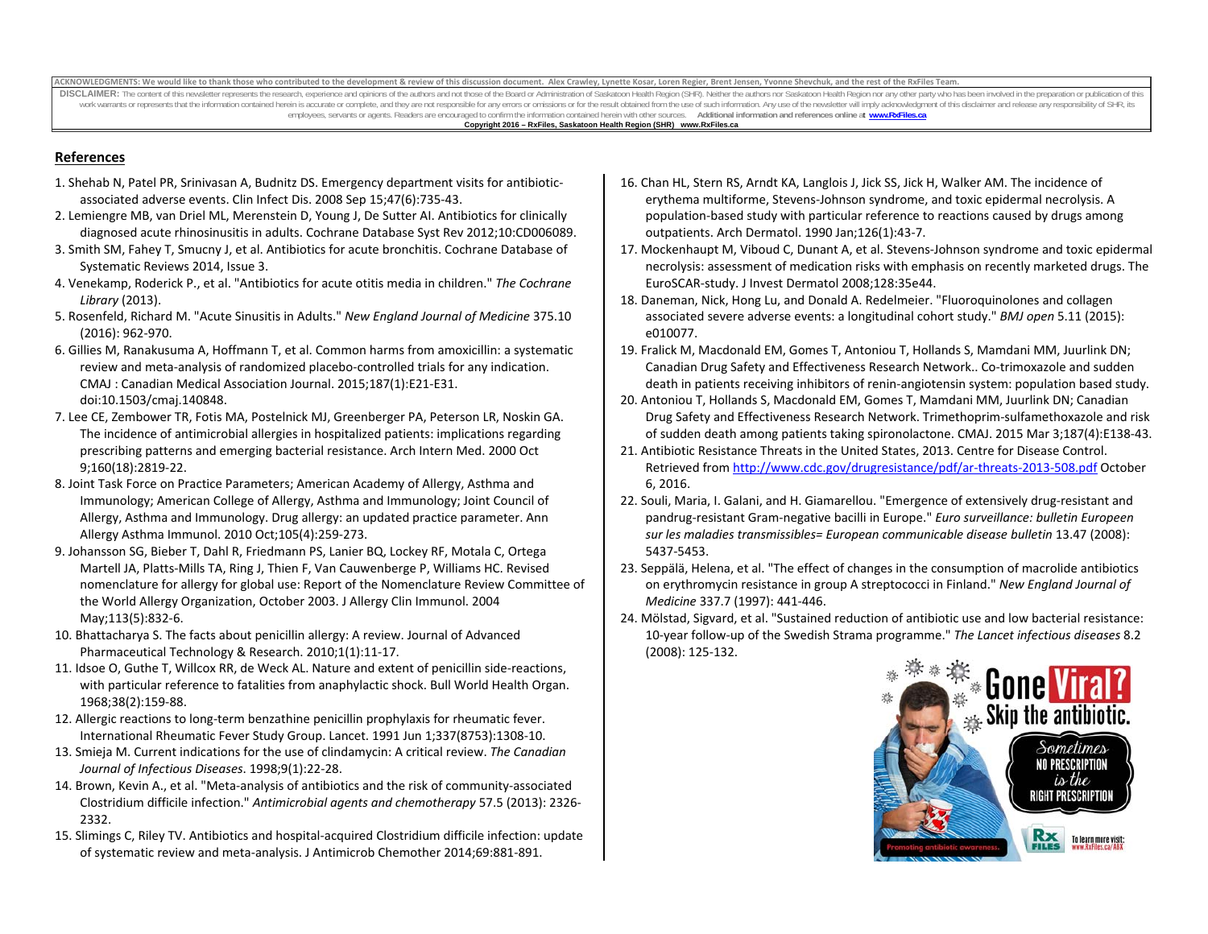ACKNOWLEDGMENTS: We would like to thank those who contributed to the development & review of this discussion document. Alex Crawley, Lynette Kosar, Loren Regier, Brent Jensen, Yvonne Shevchuk, and the rest of the RxFiles Team.

DISCLAIMER: The content of this newsletter represents the research, experience and opinions of the authors and not those of the Board or Administration of Saskatoon Health Region (SHR). Neither the authors nor Saskatoon Health Region nor any other party who has been involved in the preparation or publication of this work warrants or represents that the information contained herein is accurate or complete, and they are not responsible for any errors or omissions or for the result obtained from the use of such information. Any use of the newsletter will imply acknowledgment of this disclaimer and release any responsibility of SHR, its employees, servants or agents. Readers are encouraged to confirm the information contained herein with other sources. **Additional information and references online at www.RxFiles.ca**

**Copyright 2016 – RxFiles, Saskatoon Health Region (SHR) www.RxFiles.ca**

## References

1. Shehab N, Patel PR, Srinivasan A, Budnitz DS. Emergency department visits for antibiotic-associated adverse events. Clin Infect Dis. 2008 Sep 15;47(6):735-43.
2. Lemiengre MB, van Driel ML, Merenstein D, Young J, De Sutter AI. Antibiotics for clinically diagnosed acute rhinosinusitis in adults. Cochrane Database Syst Rev 2012;10:CD006089.
3. Smith SM, Fahey T, Smucny J, et al. Antibiotics for acute bronchitis. Cochrane Database of Systematic Reviews 2014, Issue 3.
4. Venekamp, Roderick P., et al. "Antibiotics for acute otitis media in children." *The Cochrane Library* (2013).
5. Rosenfeld, Richard M. "Acute Sinusitis in Adults." *New England Journal of Medicine* 375.10 (2016): 962-970.
6. Gillies M, Ranakusuma A, Hoffmann T, et al. Common harms from amoxicillin: a systematic review and meta-analysis of randomized placebo-controlled trials for any indication. CMAJ : Canadian Medical Association Journal. 2015;187(1):E21-E31. doi:10.1503/cmaj.140848.
7. Lee CE, Zembower TR, Fotis MA, Postelnick MJ, Greenberger PA, Peterson LR, Noskin GA. The incidence of antimicrobial allergies in hospitalized patients: implications regarding prescribing patterns and emerging bacterial resistance. Arch Intern Med. 2000 Oct 9;160(18):2819-22.
8. Joint Task Force on Practice Parameters; American Academy of Allergy, Asthma and Immunology; American College of Allergy, Asthma and Immunology; Joint Council of Allergy, Asthma and Immunology. Drug allergy: an updated practice parameter. Ann Allergy Asthma Immunol. 2010 Oct;105(4):259-273.
9. Johansson SG, Bieber T, Dahl R, Friedmann PS, Lanier BQ, Lockey RF, Motala C, Ortega Martell JA, Platts-Mills TA, Ring J, Thien F, Van Cauwenberge P, Williams HC. Revised nomenclature for allergy for global use: Report of the Nomenclature Review Committee of the World Allergy Organization, October 2003. J Allergy Clin Immunol. 2004 May;113(5):832-6.
10. Bhattacharya S. The facts about penicillin allergy: A review. Journal of Advanced Pharmaceutical Technology & Research. 2010;1(1):11-17.
11. Idsoe O, Guthe T, Willcox RR, de Weck AL. Nature and extent of penicillin side-reactions, with particular reference to fatalities from anaphylactic shock. Bull World Health Organ. 1968;38(2):159-88.
12. Allergic reactions to long-term benzathine penicillin prophylaxis for rheumatic fever. International Rheumatic Fever Study Group. Lancet. 1991 Jun 1;337(8753):1308-10.
13. Smieja M. Current indications for the use of clindamycin: A critical review. *The Canadian Journal of Infectious Diseases*. 1998;9(1):22-28.
14. Brown, Kevin A., et al. "Meta-analysis of antibiotics and the risk of community-associated Clostridium difficile infection." *Antimicrobial agents and chemotherapy* 57.5 (2013): 2326-2332.
15. Slimings C, Riley TV. Antibiotics and hospital-acquired Clostridium difficile infection: update of systematic review and meta-analysis. J Antimicrob Chemother 2014;69:881-891.
16. Chan HL, Stern RS, Arndt KA, Langlois J, Jick SS, Jick H, Walker AM. The incidence of erythema multiforme, Stevens-Johnson syndrome, and toxic epidermal necrolysis. A population-based study with particular reference to reactions caused by drugs among outpatients. Arch Dermatol. 1990 Jan;126(1):43-7.
17. Mockenhaupt M, Viboud C, Dunant A, et al. Stevens-Johnson syndrome and toxic epidermal necrolysis: assessment of medication risks with emphasis on recently marketed drugs. The EuroSCAR-study. J Invest Dermatol 2008;128:35e44.
18. Daneman, Nick, Hong Lu, and Donald A. Redelmeier. "Fluoroquinolones and collagen associated severe adverse events: a longitudinal cohort study." *BMJ open* 5.11 (2015): e010077.
19. Fralick M, Macdonald EM, Gomes T, Antoniou T, Hollands S, Mamdani MM, Juurlink DN; Canadian Drug Safety and Effectiveness Research Network.. Co-trimoxazole and sudden death in patients receiving inhibitors of renin-angiotensin system: population based study.
20. Antoniou T, Hollands S, Macdonald EM, Gomes T, Mamdani MM, Juurlink DN; Canadian Drug Safety and Effectiveness Research Network. Trimethoprim-sulfamethoxazole and risk of sudden death among patients taking spironolactone. CMAJ. 2015 Mar 3;187(4):E138-43.
21. Antibiotic Resistance Threats in the United States, 2013. Centre for Disease Control. Retrieved from http://www.cdc.gov/drugresistance/pdf/ar-threats-2013-508.pdf October 6, 2016.
22. Souli, Maria, I. Galani, and H. Giamarellou. "Emergence of extensively drug-resistant and pandrug-resistant Gram-negative bacilli in Europe." *Euro surveillance: bulletin Europeen sur les maladies transmissibles= European communicable disease bulletin* 13.47 (2008): 5437-5453.
23. Seppälä, Helena, et al. "The effect of changes in the consumption of macrolide antibiotics on erythromycin resistance in group A streptococci in Finland." *New England Journal of Medicine* 337.7 (1997): 441-446.
24. Mölstad, Sigvard, et al. "Sustained reduction of antibiotic use and low bacterial resistance: 10-year follow-up of the Swedish Strama programme." *The Lancet infectious diseases* 8.2 (2008): 125-132.

Gone Viral? Skip the antibiotic.

Sometimes NO PRESCRIPTION is the RIGHT PRESCRIPTION

Promoting antibiotic awareness. To learn more visit: www.RxFiles.ca/ABX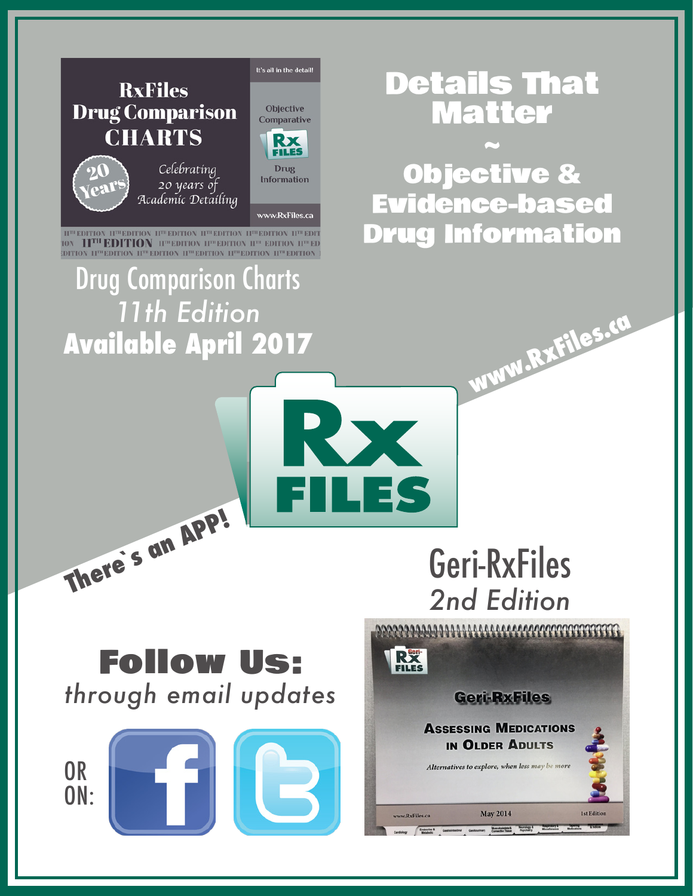# Details That Matter

~

## Objective & Evidence-based Drug Information

RxFiles Drug Comparison CHARTS

Celebrating 20 years of Academic Detailing

It's all in the detail!

Objective Comparative Drug Information

www.RxFiles.ca

11TH EDITION

Drug Comparison Charts
*11th Edition*
**Available April 2017**

www.RxFiles.ca

Rx FILES

There`s an APP!

Geri-RxFiles
*2nd Edition*

## Follow Us:

*through email updates*

OR ON: